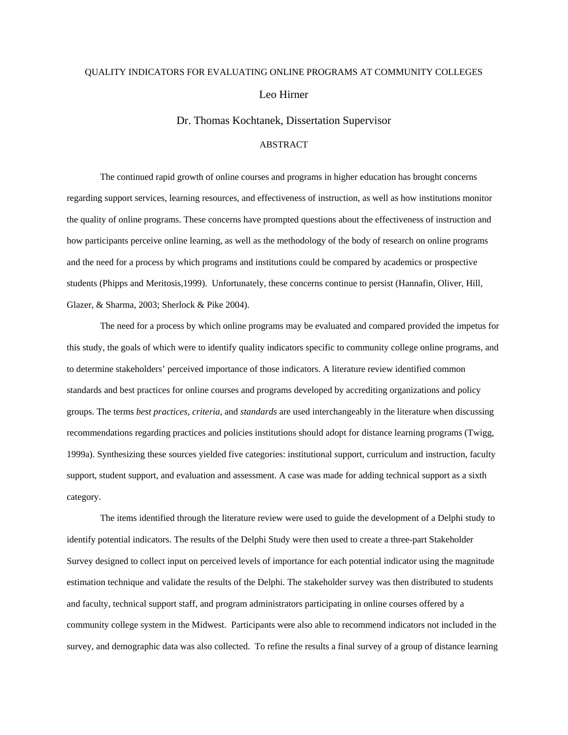# QUALITY INDICATORS FOR EVALUATING ONLINE PROGRAMS AT COMMUNITY COLLEGES

Leo Hirner

Dr. Thomas Kochtanek, Dissertation Supervisor

## ABSTRACT

The continued rapid growth of online courses and programs in higher education has brought concerns regarding support services, learning resources, and effectiveness of instruction, as well as how institutions monitor the quality of online programs. These concerns have prompted questions about the effectiveness of instruction and how participants perceive online learning, as well as the methodology of the body of research on online programs and the need for a process by which programs and institutions could be compared by academics or prospective students (Phipps and Meritosis,1999). Unfortunately, these concerns continue to persist (Hannafin, Oliver, Hill, Glazer, & Sharma, 2003; Sherlock & Pike 2004).

The need for a process by which online programs may be evaluated and compared provided the impetus for this study, the goals of which were to identify quality indicators specific to community college online programs, and to determine stakeholders' perceived importance of those indicators. A literature review identified common standards and best practices for online courses and programs developed by accrediting organizations and policy groups. The terms *best practices, criteria,* and *standards* are used interchangeably in the literature when discussing recommendations regarding practices and policies institutions should adopt for distance learning programs (Twigg, 1999a). Synthesizing these sources yielded five categories: institutional support, curriculum and instruction, faculty support, student support, and evaluation and assessment. A case was made for adding technical support as a sixth category.

The items identified through the literature review were used to guide the development of a Delphi study to identify potential indicators. The results of the Delphi Study were then used to create a three-part Stakeholder Survey designed to collect input on perceived levels of importance for each potential indicator using the magnitude estimation technique and validate the results of the Delphi. The stakeholder survey was then distributed to students and faculty, technical support staff, and program administrators participating in online courses offered by a community college system in the Midwest. Participants were also able to recommend indicators not included in the survey, and demographic data was also collected. To refine the results a final survey of a group of distance learning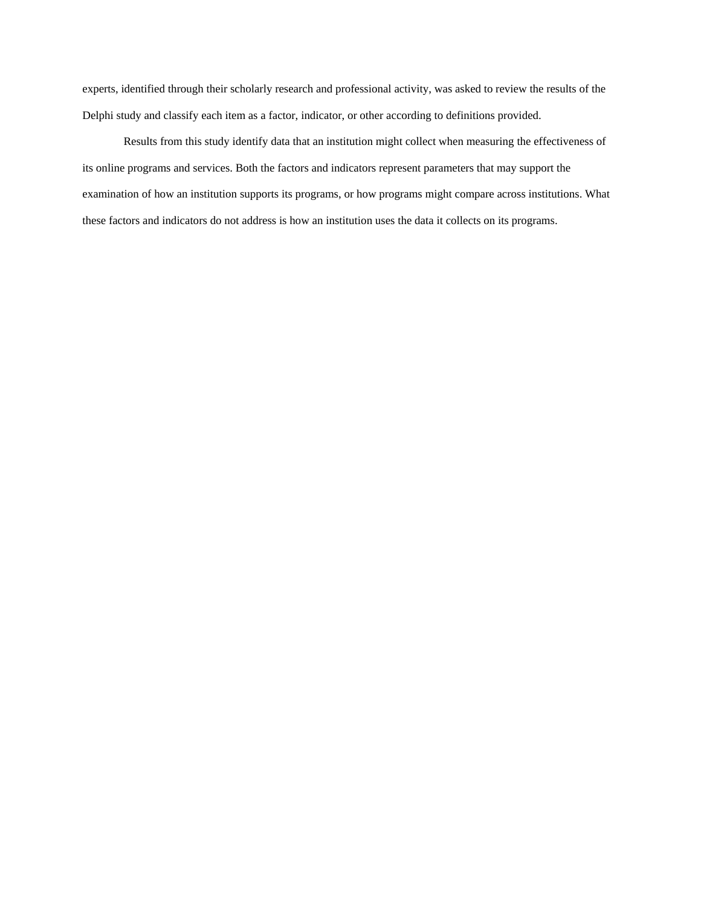experts, identified through their scholarly research and professional activity, was asked to review the results of the Delphi study and classify each item as a factor, indicator, or other according to definitions provided.

Results from this study identify data that an institution might collect when measuring the effectiveness of its online programs and services. Both the factors and indicators represent parameters that may support the examination of how an institution supports its programs, or how programs might compare across institutions. What these factors and indicators do not address is how an institution uses the data it collects on its programs.